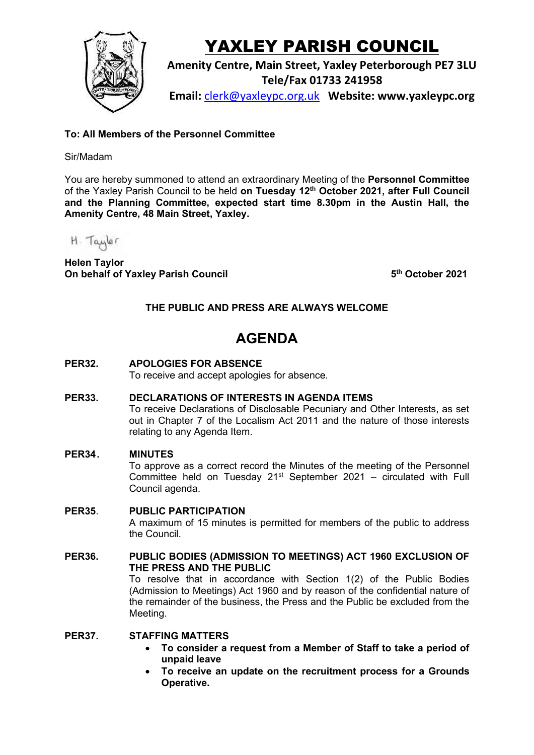# YAXLEY PARISH COUNCIL

**Amenity Centre, Main Street, Yaxley Peterborough PE7 3LU**
**Tele/Fax 01733 241958**
**Email: clerk@yaxleypc.org.uk Website: www.yaxleypc.org**

**To: All Members of the Personnel Committee**

Sir/Madam

You are hereby summoned to attend an extraordinary Meeting of the **Personnel Committee** of the Yaxley Parish Council to be held **on Tuesday 12th October 2021, after Full Council and the Planning Committee, expected start time 8.30pm in the Austin Hall, the Amenity Centre, 48 Main Street, Yaxley.**

H. Taylor

**Helen Taylor**
**On behalf of Yaxley Parish Council** **5th October 2021**

**THE PUBLIC AND PRESS ARE ALWAYS WELCOME**

## AGENDA

**PER32. APOLOGIES FOR ABSENCE**
To receive and accept apologies for absence.

**PER33. DECLARATIONS OF INTERESTS IN AGENDA ITEMS**
To receive Declarations of Disclosable Pecuniary and Other Interests, as set out in Chapter 7 of the Localism Act 2011 and the nature of those interests relating to any Agenda Item.

**PER34. MINUTES**
To approve as a correct record the Minutes of the meeting of the Personnel Committee held on Tuesday 21st September 2021 – circulated with Full Council agenda.

**PER35. PUBLIC PARTICIPATION**
A maximum of 15 minutes is permitted for members of the public to address the Council.

**PER36. PUBLIC BODIES (ADMISSION TO MEETINGS) ACT 1960 EXCLUSION OF THE PRESS AND THE PUBLIC**
To resolve that in accordance with Section 1(2) of the Public Bodies (Admission to Meetings) Act 1960 and by reason of the confidential nature of the remainder of the business, the Press and the Public be excluded from the Meeting.

**PER37. STAFFING MATTERS**

- **To consider a request from a Member of Staff to take a period of unpaid leave**
- **To receive an update on the recruitment process for a Grounds Operative.**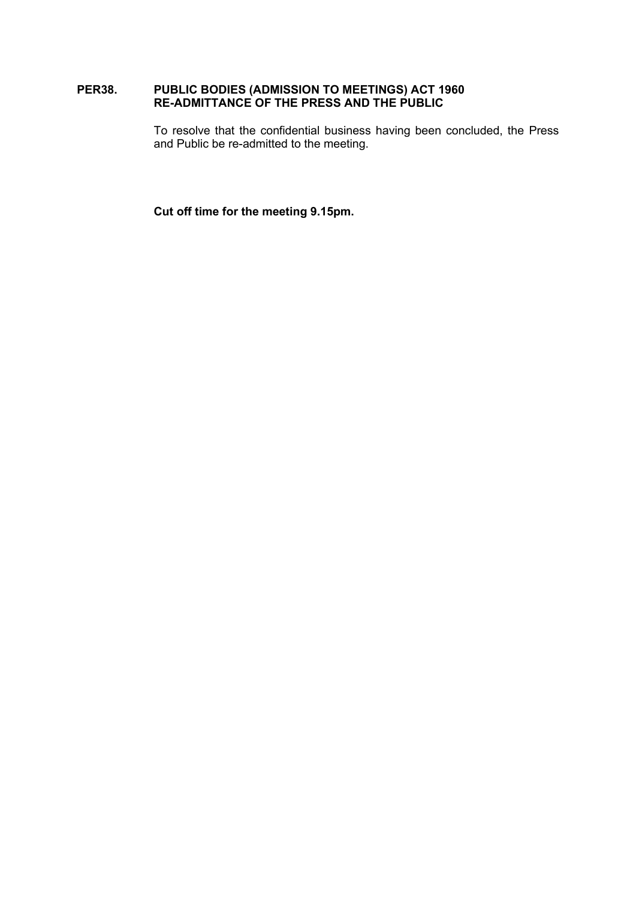**PER38. PUBLIC BODIES (ADMISSION TO MEETINGS) ACT 1960**
**RE-ADMITTANCE OF THE PRESS AND THE PUBLIC**

To resolve that the confidential business having been concluded, the Press and Public be re-admitted to the meeting.

**Cut off time for the meeting 9.15pm.**